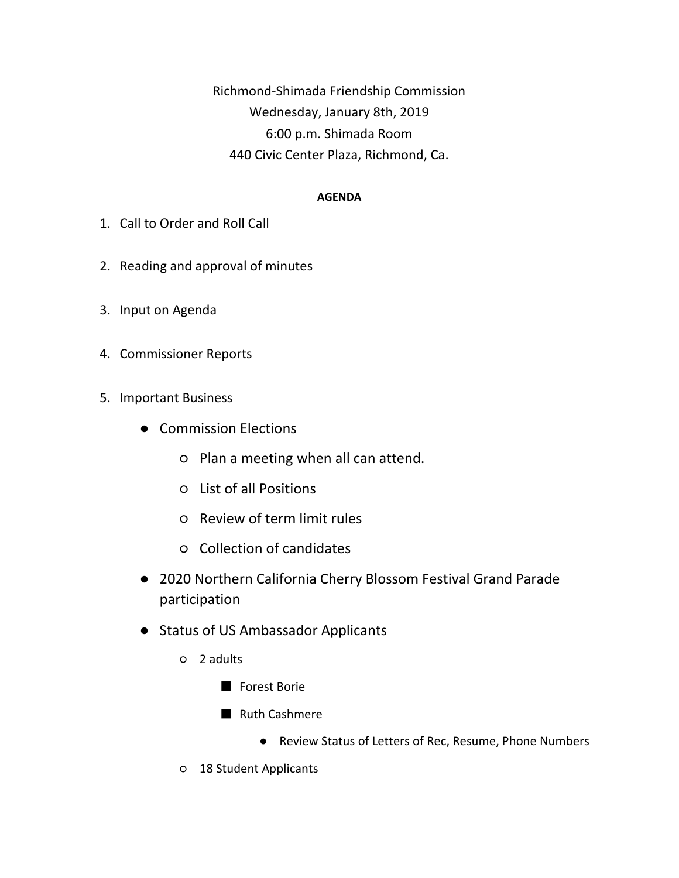Richmond-Shimada Friendship Commission
Wednesday, January 8th, 2019
6:00 p.m. Shimada Room
440 Civic Center Plaza, Richmond, Ca.

**AGENDA**

1. Call to Order and Roll Call

2. Reading and approval of minutes

3. Input on Agenda

4. Commissioner Reports

5. Important Business
    - Commission Elections
        - Plan a meeting when all can attend.
        - List of all Positions
        - Review of term limit rules
        - Collection of candidates
    - 2020 Northern California Cherry Blossom Festival Grand Parade participation
    - Status of US Ambassador Applicants
        - 2 adults
            - Forest Borie
            - Ruth Cashmere
                - Review Status of Letters of Rec, Resume, Phone Numbers
        - 18 Student Applicants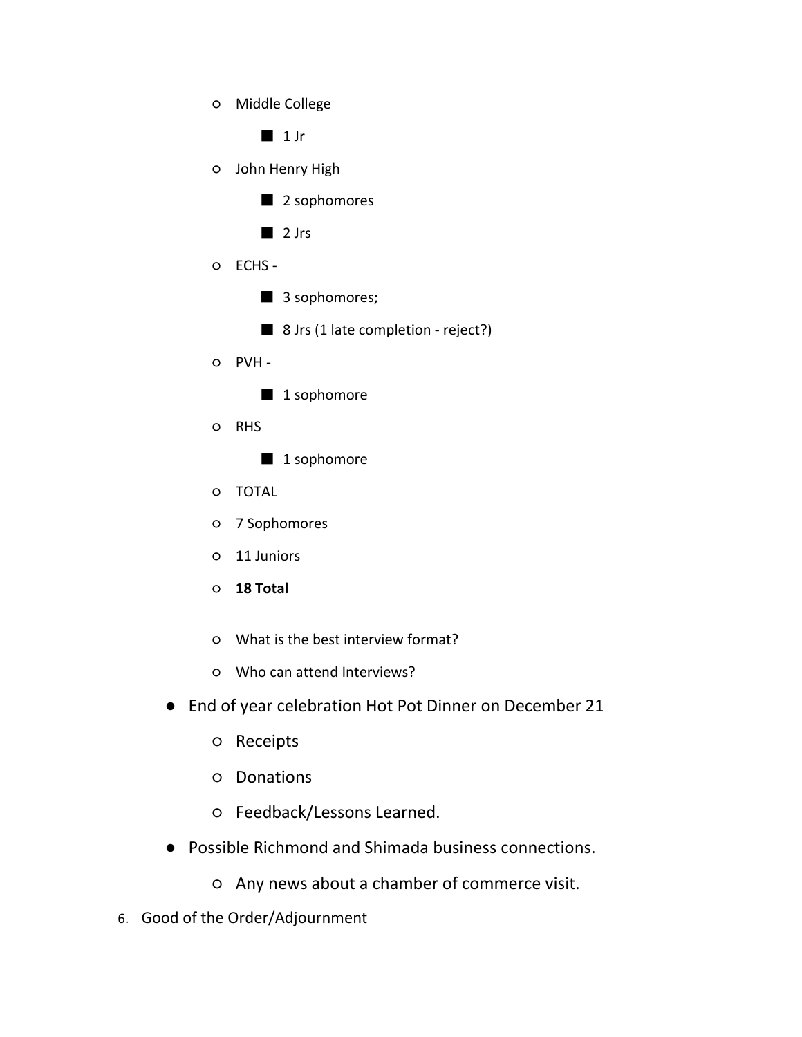- Middle College
        - 1 Jr
    - John Henry High
        - 2 sophomores
        - 2 Jrs
    - ECHS -
        - 3 sophomores;
        - 8 Jrs (1 late completion - reject?)
    - PVH -
        - 1 sophomore
    - RHS
        - 1 sophomore
    - TOTAL
    - 7 Sophomores
    - 11 Juniors
    - **18 Total**

    - What is the best interview format?
    - Who can attend Interviews?
- End of year celebration Hot Pot Dinner on December 21
    - Receipts
    - Donations
    - Feedback/Lessons Learned.
- Possible Richmond and Shimada business connections.
    - Any news about a chamber of commerce visit.

6. Good of the Order/Adjournment